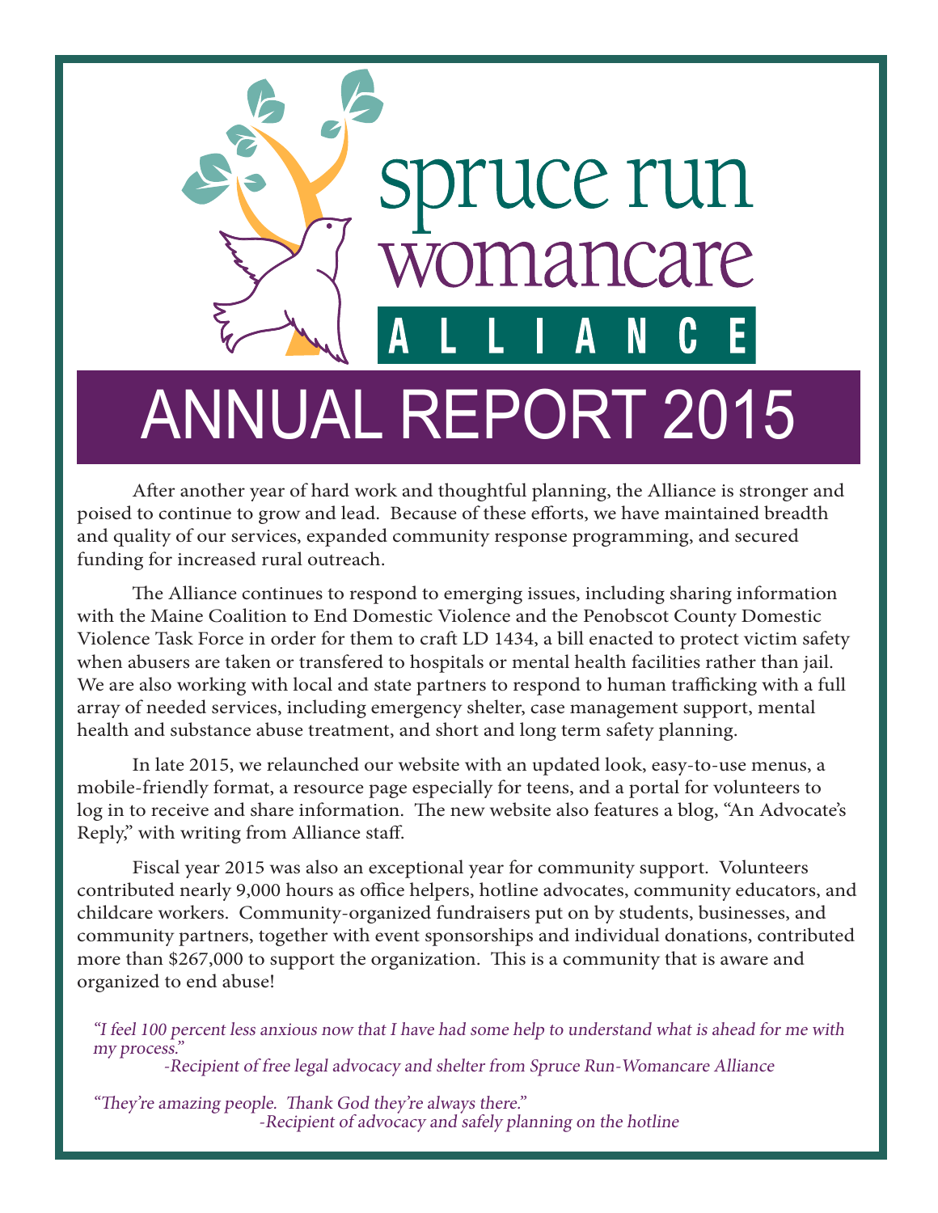# spruce run womancare ALLIANCE

# ANNUAL REPORT 2015

After another year of hard work and thoughtful planning, the Alliance is stronger and poised to continue to grow and lead. Because of these efforts, we have maintained breadth and quality of our services, expanded community response programming, and secured funding for increased rural outreach.

The Alliance continues to respond to emerging issues, including sharing information with the Maine Coalition to End Domestic Violence and the Penobscot County Domestic Violence Task Force in order for them to craft LD 1434, a bill enacted to protect victim safety when abusers are taken or transfered to hospitals or mental health facilities rather than jail. We are also working with local and state partners to respond to human trafficking with a full array of needed services, including emergency shelter, case management support, mental health and substance abuse treatment, and short and long term safety planning.

In late 2015, we relaunched our website with an updated look, easy-to-use menus, a mobile-friendly format, a resource page especially for teens, and a portal for volunteers to log in to receive and share information. The new website also features a blog, "An Advocate's Reply," with writing from Alliance staff.

Fiscal year 2015 was also an exceptional year for community support. Volunteers contributed nearly 9,000 hours as office helpers, hotline advocates, community educators, and childcare workers. Community-organized fundraisers put on by students, businesses, and community partners, together with event sponsorships and individual donations, contributed more than $267,000 to support the organization. This is a community that is aware and organized to end abuse!

*"I feel 100 percent less anxious now that I have had some help to understand what is ahead for me with my process."*
*-Recipient of free legal advocacy and shelter from Spruce Run-Womancare Alliance*

*"They're amazing people. Thank God they're always there."*
*-Recipient of advocacy and safely planning on the hotline*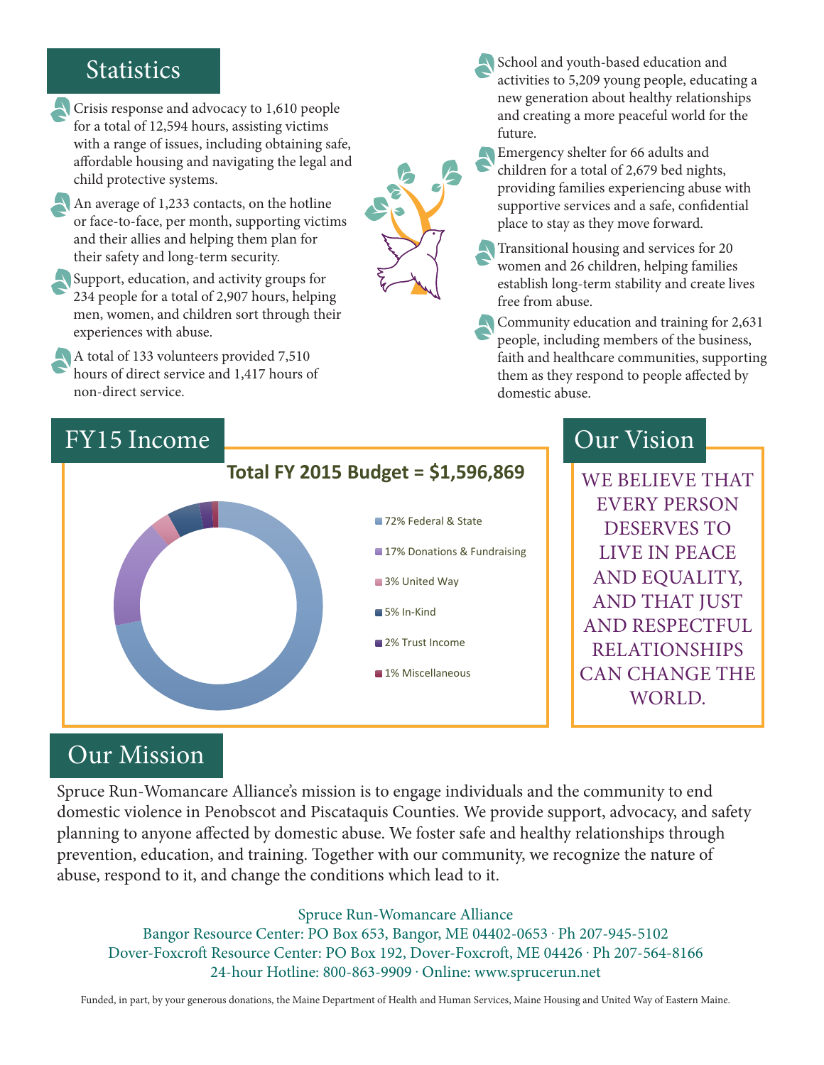## Statistics

- Crisis response and advocacy to 1,610 people for a total of 12,594 hours, assisting victims with a range of issues, including obtaining safe, affordable housing and navigating the legal and child protective systems.
- An average of 1,233 contacts, on the hotline or face-to-face, per month, supporting victims and their allies and helping them plan for their safety and long-term security.
- Support, education, and activity groups for 234 people for a total of 2,907 hours, helping men, women, and children sort through their experiences with abuse.
- A total of 133 volunteers provided 7,510 hours of direct service and 1,417 hours of non-direct service.
- School and youth-based education and activities to 5,209 young people, educating a new generation about healthy relationships and creating a more peaceful world for the future.
- Emergency shelter for 66 adults and children for a total of 2,679 bed nights, providing families experiencing abuse with supportive services and a safe, confidential place to stay as they move forward.
- Transitional housing and services for 20 women and 26 children, helping families establish long-term stability and create lives free from abuse.
- Community education and training for 2,631 people, including members of the business, faith and healthcare communities, supporting them as they respond to people affected by domestic abuse.

## FY15 Income

**Total FY 2015 Budget = $1,596,869**

72% Federal & State
17% Donations & Fundraising
3% United Way
5% In-Kind
2% Trust Income
1% Miscellaneous

## Our Vision

WE BELIEVE THAT EVERY PERSON DESERVES TO LIVE IN PEACE AND EQUALITY, AND THAT JUST AND RESPECTFUL RELATIONSHIPS CAN CHANGE THE WORLD.

## Our Mission

Spruce Run-Womancare Alliance's mission is to engage individuals and the community to end domestic violence in Penobscot and Piscataquis Counties. We provide support, advocacy, and safety planning to anyone affected by domestic abuse. We foster safe and healthy relationships through prevention, education, and training. Together with our community, we recognize the nature of abuse, respond to it, and change the conditions which lead to it.

Spruce Run-Womancare Alliance
Bangor Resource Center: PO Box 653, Bangor, ME 04402-0653 · Ph 207-945-5102
Dover-Foxcroft Resource Center: PO Box 192, Dover-Foxcroft, ME 04426 · Ph 207-564-8166
24-hour Hotline: 800-863-9909 · Online: www.sprucerun.net

Funded, in part, by your generous donations, the Maine Department of Health and Human Services, Maine Housing and United Way of Eastern Maine.